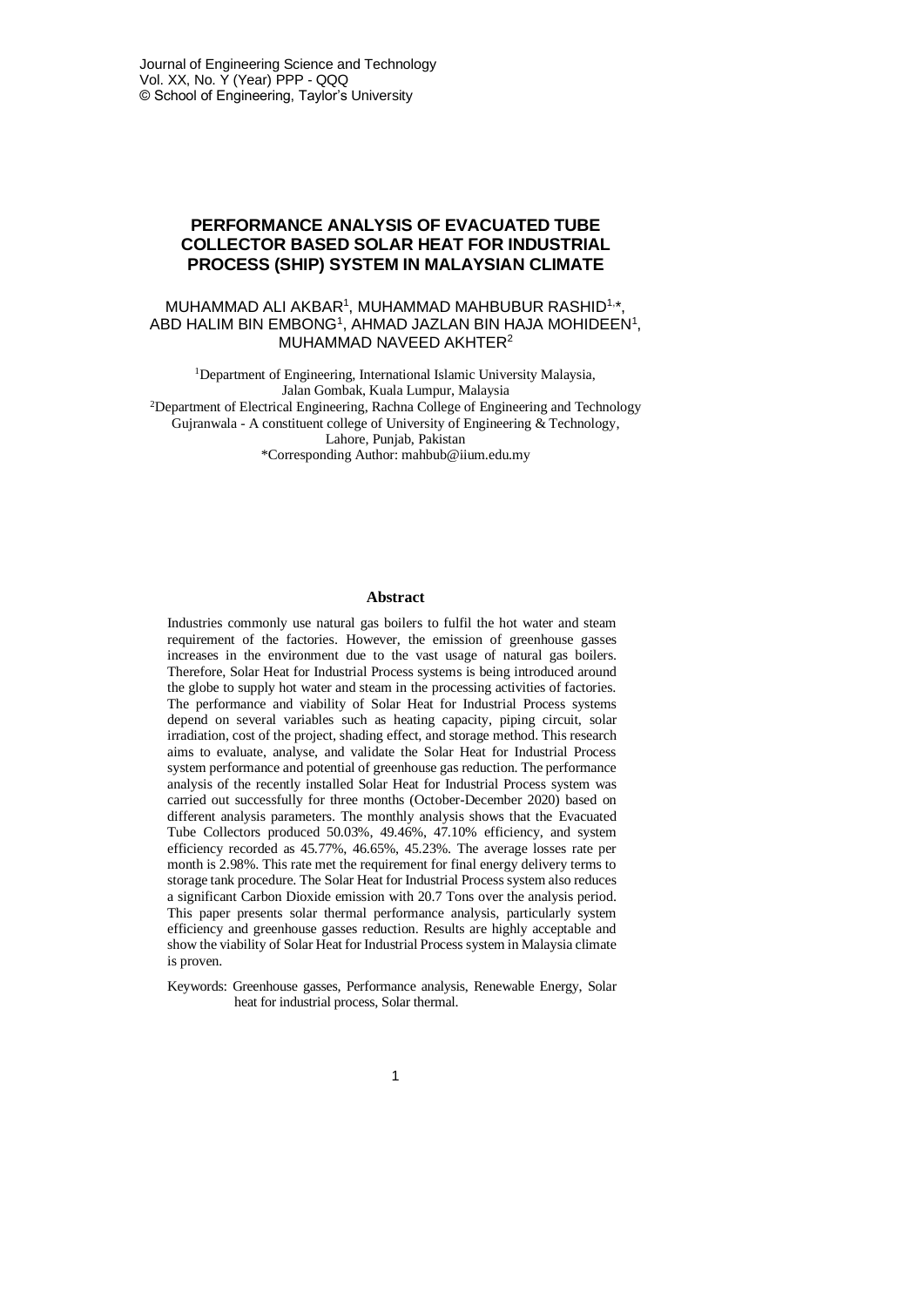# PERFORMANCE ANALYSIS OF EVACUATED TUBE COLLECTOR BASED SOLAR HEAT FOR INDUSTRIAL PROCESS (SHIP) SYSTEM IN MALAYSIAN CLIMATE

MUHAMMAD ALI AKBAR[1], MUHAMMAD MAHBUBUR RASHID[1,*], ABD HALIM BIN EMBONG[1], AHMAD JAZLAN BIN HAJA MOHIDEEN[1], MUHAMMAD NAVEED AKHTER[2]

[1]Department of Engineering, International Islamic University Malaysia, Jalan Gombak, Kuala Lumpur, Malaysia

[2]Department of Electrical Engineering, Rachna College of Engineering and Technology Gujranwala - A constituent college of University of Engineering & Technology, Lahore, Punjab, Pakistan

*Corresponding Author: mahbub@iium.edu.my

## Abstract

Industries commonly use natural gas boilers to fulfil the hot water and steam requirement of the factories. However, the emission of greenhouse gasses increases in the environment due to the vast usage of natural gas boilers. Therefore, Solar Heat for Industrial Process systems is being introduced around the globe to supply hot water and steam in the processing activities of factories. The performance and viability of Solar Heat for Industrial Process systems depend on several variables such as heating capacity, piping circuit, solar irradiation, cost of the project, shading effect, and storage method. This research aims to evaluate, analyse, and validate the Solar Heat for Industrial Process system performance and potential of greenhouse gas reduction. The performance analysis of the recently installed Solar Heat for Industrial Process system was carried out successfully for three months (October-December 2020) based on different analysis parameters. The monthly analysis shows that the Evacuated Tube Collectors produced 50.03%, 49.46%, 47.10% efficiency, and system efficiency recorded as 45.77%, 46.65%, 45.23%. The average losses rate per month is 2.98%. This rate met the requirement for final energy delivery terms to storage tank procedure. The Solar Heat for Industrial Process system also reduces a significant Carbon Dioxide emission with 20.7 Tons over the analysis period. This paper presents solar thermal performance analysis, particularly system efficiency and greenhouse gasses reduction. Results are highly acceptable and show the viability of Solar Heat for Industrial Process system in Malaysia climate is proven.

Keywords: Greenhouse gasses, Performance analysis, Renewable Energy, Solar heat for industrial process, Solar thermal.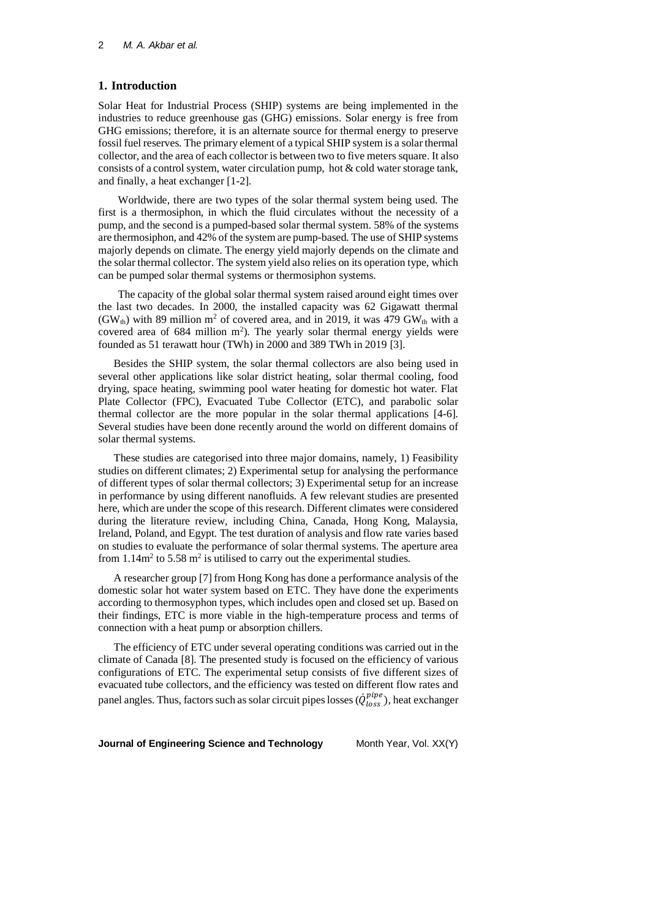## 1. Introduction

Solar Heat for Industrial Process (SHIP) systems are being implemented in the industries to reduce greenhouse gas (GHG) emissions. Solar energy is free from GHG emissions; therefore, it is an alternate source for thermal energy to preserve fossil fuel reserves. The primary element of a typical SHIP system is a solar thermal collector, and the area of each collector is between two to five meters square. It also consists of a control system, water circulation pump, hot & cold water storage tank, and finally, a heat exchanger [1-2].

Worldwide, there are two types of the solar thermal system being used. The first is a thermosiphon, in which the fluid circulates without the necessity of a pump, and the second is a pumped-based solar thermal system. 58% of the systems are thermosiphon, and 42% of the system are pump-based. The use of SHIP systems majorly depends on climate. The energy yield majorly depends on the climate and the solar thermal collector. The system yield also relies on its operation type, which can be pumped solar thermal systems or thermosiphon systems.

The capacity of the global solar thermal system raised around eight times over the last two decades. In 2000, the installed capacity was 62 Gigawatt thermal ($GW_{th}$) with 89 million $m^2$ of covered area, and in 2019, it was 479 $GW_{th}$ with a covered area of 684 million $m^2$). The yearly solar thermal energy yields were founded as 51 terawatt hour (TWh) in 2000 and 389 TWh in 2019 [3].

Besides the SHIP system, the solar thermal collectors are also being used in several other applications like solar district heating, solar thermal cooling, food drying, space heating, swimming pool water heating for domestic hot water. Flat Plate Collector (FPC), Evacuated Tube Collector (ETC), and parabolic solar thermal collector are the more popular in the solar thermal applications [4-6]. Several studies have been done recently around the world on different domains of solar thermal systems.

These studies are categorised into three major domains, namely, 1) Feasibility studies on different climates; 2) Experimental setup for analysing the performance of different types of solar thermal collectors; 3) Experimental setup for an increase in performance by using different nanofluids. A few relevant studies are presented here, which are under the scope of this research. Different climates were considered during the literature review, including China, Canada, Hong Kong, Malaysia, Ireland, Poland, and Egypt. The test duration of analysis and flow rate varies based on studies to evaluate the performance of solar thermal systems. The aperture area from $1.14m^2$ to $5.58\ m^2$ is utilised to carry out the experimental studies.

A researcher group [7] from Hong Kong has done a performance analysis of the domestic solar hot water system based on ETC. They have done the experiments according to thermosyphon types, which includes open and closed set up. Based on their findings, ETC is more viable in the high-temperature process and terms of connection with a heat pump or absorption chillers.

The efficiency of ETC under several operating conditions was carried out in the climate of Canada [8]. The presented study is focused on the efficiency of various configurations of ETC. The experimental setup consists of five different sizes of evacuated tube collectors, and the efficiency was tested on different flow rates and panel angles. Thus, factors such as solar circuit pipes losses ($\dot{Q}_{loss}^{pipe}$), heat exchanger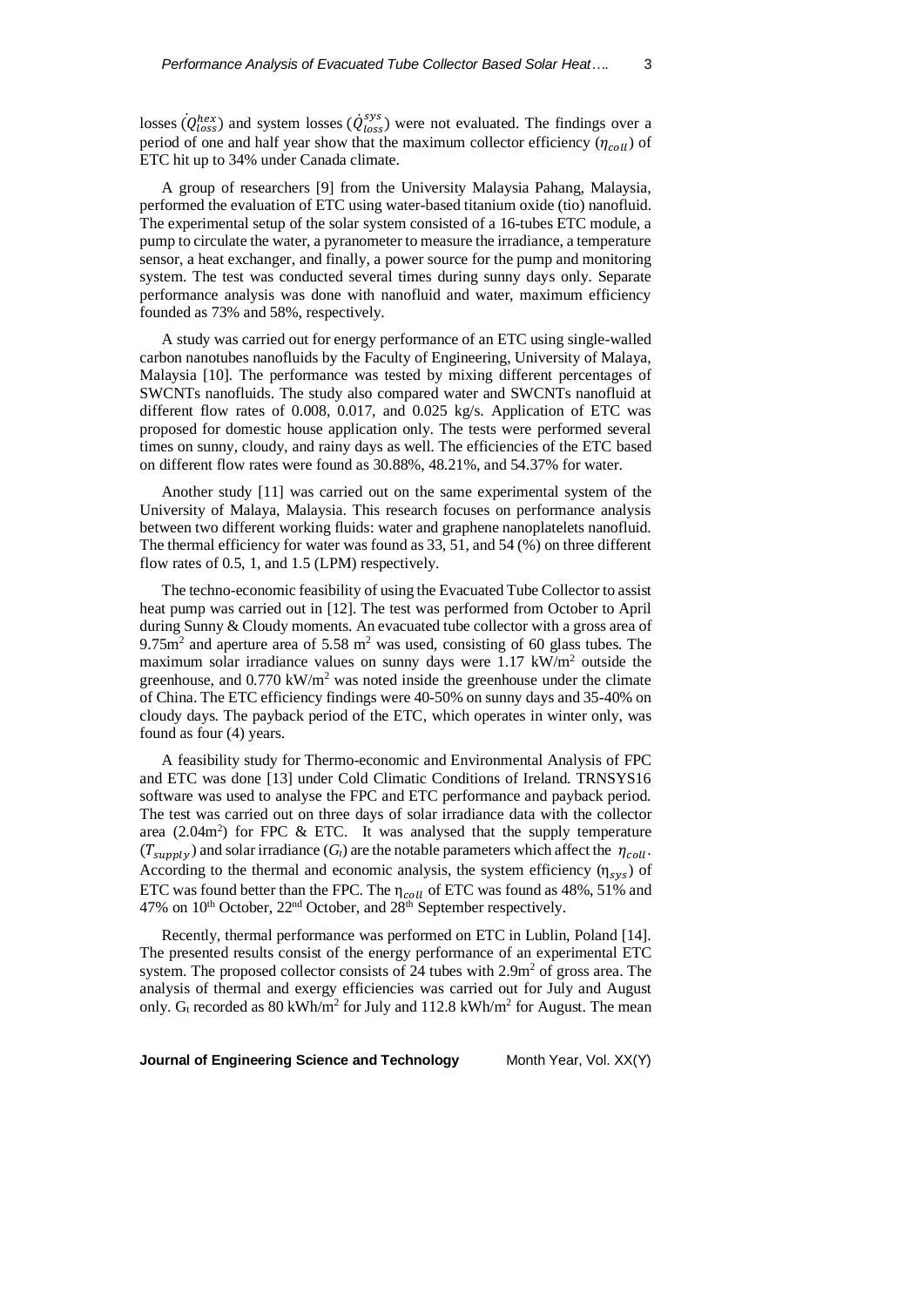losses ($\dot{Q}_{loss}^{hex}$) and system losses ($\dot{Q}_{loss}^{sys}$) were not evaluated. The findings over a period of one and half year show that the maximum collector efficiency ($\eta_{coll}$) of ETC hit up to 34% under Canada climate.

A group of researchers [9] from the University Malaysia Pahang, Malaysia, performed the evaluation of ETC using water-based titanium oxide (tio) nanofluid. The experimental setup of the solar system consisted of a 16-tubes ETC module, a pump to circulate the water, a pyranometer to measure the irradiance, a temperature sensor, a heat exchanger, and finally, a power source for the pump and monitoring system. The test was conducted several times during sunny days only. Separate performance analysis was done with nanofluid and water, maximum efficiency founded as 73% and 58%, respectively.

A study was carried out for energy performance of an ETC using single-walled carbon nanotubes nanofluids by the Faculty of Engineering, University of Malaya, Malaysia [10]. The performance was tested by mixing different percentages of SWCNTs nanofluids. The study also compared water and SWCNTs nanofluid at different flow rates of 0.008, 0.017, and 0.025 kg/s. Application of ETC was proposed for domestic house application only. The tests were performed several times on sunny, cloudy, and rainy days as well. The efficiencies of the ETC based on different flow rates were found as 30.88%, 48.21%, and 54.37% for water.

Another study [11] was carried out on the same experimental system of the University of Malaya, Malaysia. This research focuses on performance analysis between two different working fluids: water and graphene nanoplatelets nanofluid. The thermal efficiency for water was found as 33, 51, and 54 (%) on three different flow rates of 0.5, 1, and 1.5 (LPM) respectively.

The techno-economic feasibility of using the Evacuated Tube Collector to assist heat pump was carried out in [12]. The test was performed from October to April during Sunny & Cloudy moments. An evacuated tube collector with a gross area of 9.75m$^2$ and aperture area of 5.58 m$^2$ was used, consisting of 60 glass tubes. The maximum solar irradiance values on sunny days were 1.17 kW/m$^2$ outside the greenhouse, and 0.770 kW/m$^2$ was noted inside the greenhouse under the climate of China. The ETC efficiency findings were 40-50% on sunny days and 35-40% on cloudy days. The payback period of the ETC, which operates in winter only, was found as four (4) years.

A feasibility study for Thermo-economic and Environmental Analysis of FPC and ETC was done [13] under Cold Climatic Conditions of Ireland. TRNSYS16 software was used to analyse the FPC and ETC performance and payback period. The test was carried out on three days of solar irradiance data with the collector area (2.04m$^2$) for FPC & ETC. It was analysed that the supply temperature ($T_{supply}$) and solar irradiance ($G_t$) are the notable parameters which affect the $\eta_{coll}$. According to the thermal and economic analysis, the system efficiency ($\eta_{sys}$) of ETC was found better than the FPC. The $\eta_{coll}$ of ETC was found as 48%, 51% and 47% on 10$^{th}$ October, 22$^{nd}$ October, and 28$^{th}$ September respectively.

Recently, thermal performance was performed on ETC in Lublin, Poland [14]. The presented results consist of the energy performance of an experimental ETC system. The proposed collector consists of 24 tubes with 2.9m$^2$ of gross area. The analysis of thermal and exergy efficiencies was carried out for July and August only. $G_t$ recorded as 80 kWh/m$^2$ for July and 112.8 kWh/m$^2$ for August. The mean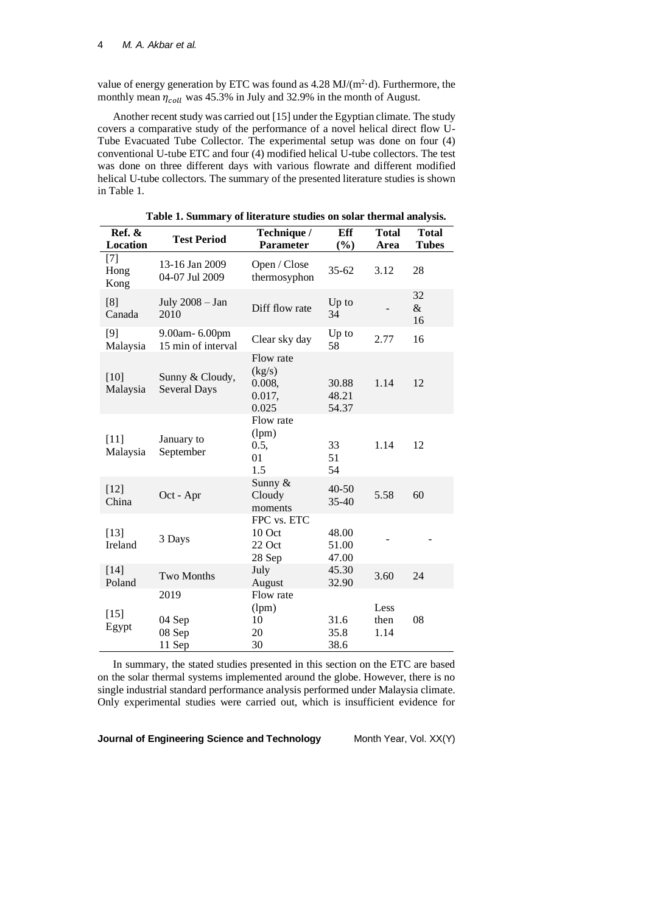value of energy generation by ETC was found as 4.28 MJ/(m$^2$·d). Furthermore, the monthly mean $\eta_{coll}$ was 45.3% in July and 32.9% in the month of August.

Another recent study was carried out [15] under the Egyptian climate. The study covers a comparative study of the performance of a novel helical direct flow U-Tube Evacuated Tube Collector. The experimental setup was done on four (4) conventional U-tube ETC and four (4) modified helical U-tube collectors. The test was done on three different days with various flowrate and different modified helical U-tube collectors. The summary of the presented literature studies is shown in Table 1.

**Table 1. Summary of literature studies on solar thermal analysis.**

| Ref. & Location | Test Period | Technique / Parameter | Eff (%) | Total Area | Total Tubes |
|---|---|---|---|---|---|
| [7] Hong Kong | 13-16 Jan 2009<br>04-07 Jul 2009 | Open / Close thermosyphon | 35-62 | 3.12 | 28 |
| [8] Canada | July 2008 – Jan 2010 | Diff flow rate | Up to 34 | - | 32 & 16 |
| [9] Malaysia | 9.00am- 6.00pm<br>15 min of interval | Clear sky day | Up to 58 | 2.77 | 16 |
| [10] Malaysia | Sunny & Cloudy, Several Days | Flow rate (kg/s)<br>0.008,<br>0.017,<br>0.025 | <br><br>30.88<br>48.21<br>54.37 | 1.14 | 12 |
| [11] Malaysia | January to September | Flow rate (lpm)<br>0.5,<br>01<br>1.5 | <br><br>33<br>51<br>54 | 1.14 | 12 |
| [12] China | Oct - Apr | Sunny & Cloudy moments | 40-50<br>35-40 | 5.58 | 60 |
| [13] Ireland | 3 Days | FPC vs. ETC<br>10 Oct<br>22 Oct<br>28 Sep | <br>48.00<br>51.00<br>47.00 | - | - |
| [14] Poland | Two Months | July<br>August | 45.30<br>32.90 | 3.60 | 24 |
| [15] Egypt | 2019<br><br>04 Sep<br>08 Sep<br>11 Sep | Flow rate (lpm)<br>10<br>20<br>30 | <br><br>31.6<br>35.8<br>38.6 | Less then 1.14 | 08 |

In summary, the stated studies presented in this section on the ETC are based on the solar thermal systems implemented around the globe. However, there is no single industrial standard performance analysis performed under Malaysia climate. Only experimental studies were carried out, which is insufficient evidence for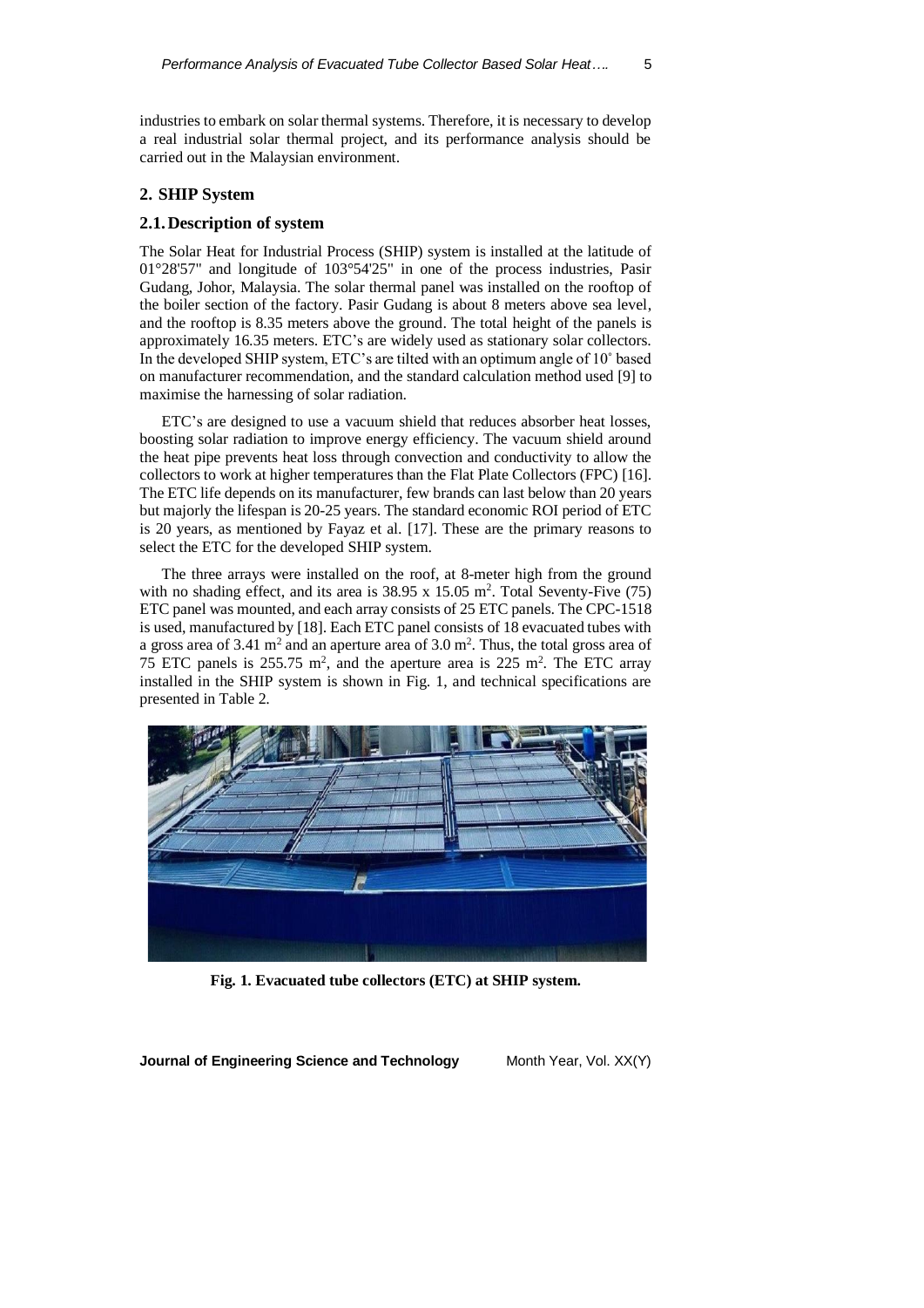industries to embark on solar thermal systems. Therefore, it is necessary to develop a real industrial solar thermal project, and its performance analysis should be carried out in the Malaysian environment.

## 2. SHIP System

### 2.1. Description of system

The Solar Heat for Industrial Process (SHIP) system is installed at the latitude of 01°28'57" and longitude of 103°54'25" in one of the process industries, Pasir Gudang, Johor, Malaysia. The solar thermal panel was installed on the rooftop of the boiler section of the factory. Pasir Gudang is about 8 meters above sea level, and the rooftop is 8.35 meters above the ground. The total height of the panels is approximately 16.35 meters. ETC's are widely used as stationary solar collectors. In the developed SHIP system, ETC's are tilted with an optimum angle of 10° based on manufacturer recommendation, and the standard calculation method used [9] to maximise the harnessing of solar radiation.

ETC's are designed to use a vacuum shield that reduces absorber heat losses, boosting solar radiation to improve energy efficiency. The vacuum shield around the heat pipe prevents heat loss through convection and conductivity to allow the collectors to work at higher temperatures than the Flat Plate Collectors (FPC) [16]. The ETC life depends on its manufacturer, few brands can last below than 20 years but majorly the lifespan is 20-25 years. The standard economic ROI period of ETC is 20 years, as mentioned by Fayaz et al. [17]. These are the primary reasons to select the ETC for the developed SHIP system.

The three arrays were installed on the roof, at 8-meter high from the ground with no shading effect, and its area is 38.95 x 15.05 $m^2$. Total Seventy-Five (75) ETC panel was mounted, and each array consists of 25 ETC panels. The CPC-1518 is used, manufactured by [18]. Each ETC panel consists of 18 evacuated tubes with a gross area of 3.41 $m^2$ and an aperture area of 3.0 $m^2$. Thus, the total gross area of 75 ETC panels is 255.75 $m^2$, and the aperture area is 225 $m^2$. The ETC array installed in the SHIP system is shown in Fig. 1, and technical specifications are presented in Table 2.

**Fig. 1. Evacuated tube collectors (ETC) at SHIP system.**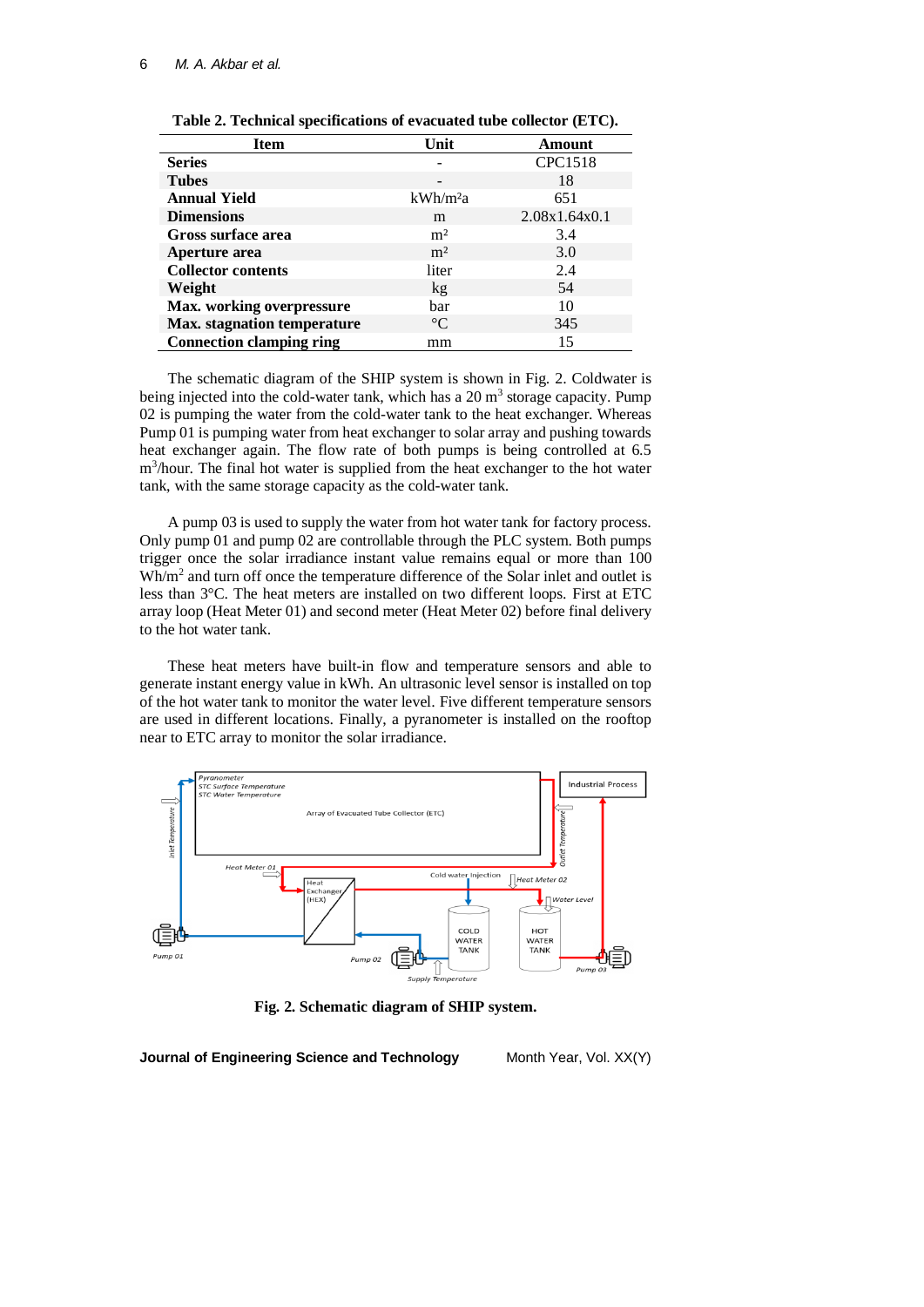**Table 2. Technical specifications of evacuated tube collector (ETC).**

| Item | Unit | Amount |
|---|---|---|
| **Series** | - | CPC1518 |
| **Tubes** | - | 18 |
| **Annual Yield** | kWh/m²a | 651 |
| **Dimensions** | m | 2.08x1.64x0.1 |
| **Gross surface area** | m² | 3.4 |
| **Aperture area** | m² | 3.0 |
| **Collector contents** | liter | 2.4 |
| **Weight** | kg | 54 |
| **Max. working overpressure** | bar | 10 |
| **Max. stagnation temperature** | °C | 345 |
| **Connection clamping ring** | mm | 15 |

The schematic diagram of the SHIP system is shown in Fig. 2. Coldwater is being injected into the cold-water tank, which has a 20 m$^3$ storage capacity. Pump 02 is pumping the water from the cold-water tank to the heat exchanger. Whereas Pump 01 is pumping water from heat exchanger to solar array and pushing towards heat exchanger again. The flow rate of both pumps is being controlled at 6.5 m$^3$/hour. The final hot water is supplied from the heat exchanger to the hot water tank, with the same storage capacity as the cold-water tank.

A pump 03 is used to supply the water from hot water tank for factory process. Only pump 01 and pump 02 are controllable through the PLC system. Both pumps trigger once the solar irradiance instant value remains equal or more than 100 Wh/m$^2$ and turn off once the temperature difference of the Solar inlet and outlet is less than 3°C. The heat meters are installed on two different loops. First at ETC array loop (Heat Meter 01) and second meter (Heat Meter 02) before final delivery to the hot water tank.

These heat meters have built-in flow and temperature sensors and able to generate instant energy value in kWh. An ultrasonic level sensor is installed on top of the hot water tank to monitor the water level. Five different temperature sensors are used in different locations. Finally, a pyranometer is installed on the rooftop near to ETC array to monitor the solar irradiance.

**Fig. 2. Schematic diagram of SHIP system.**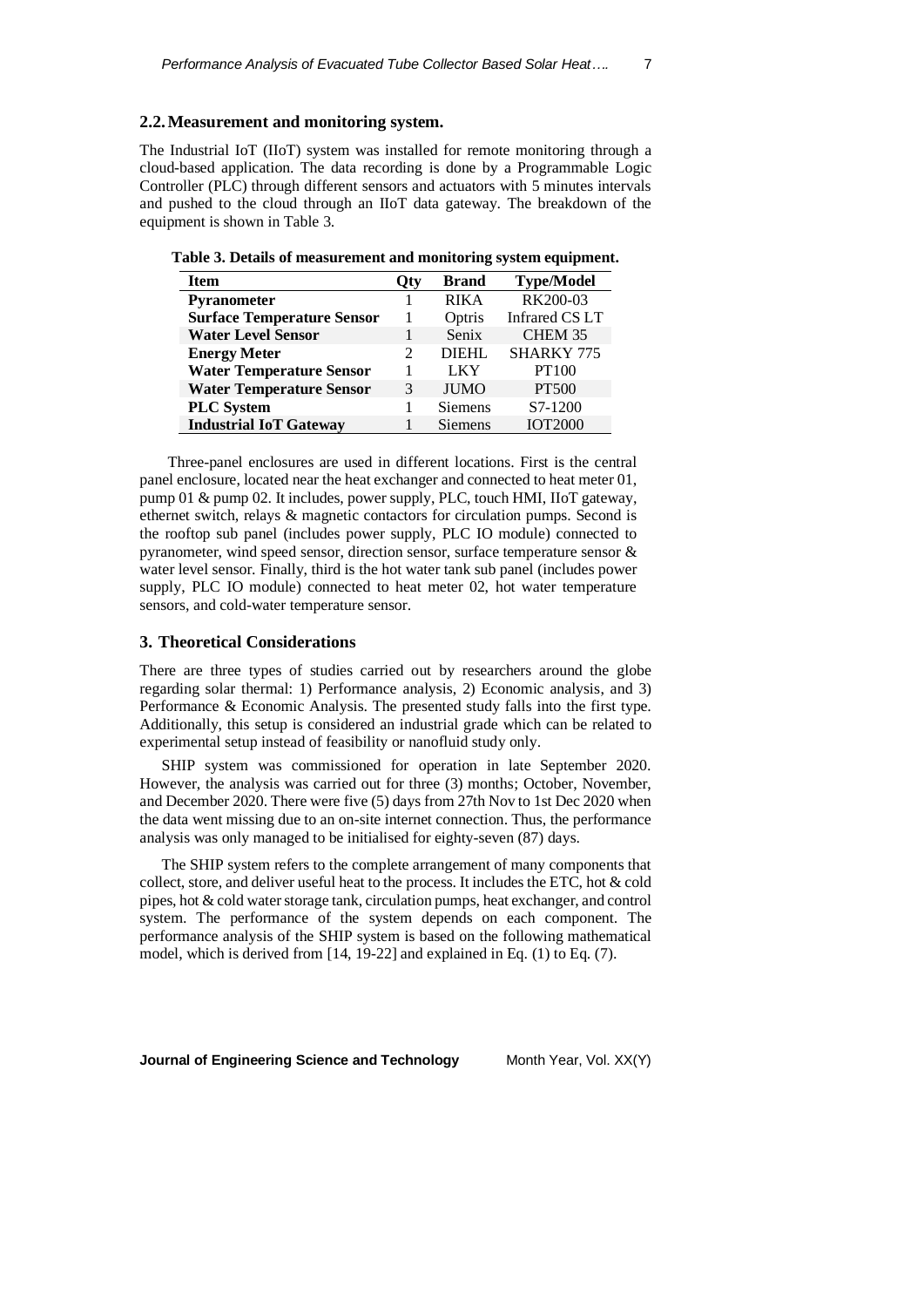## 2.2. Measurement and monitoring system.

The Industrial IoT (IIoT) system was installed for remote monitoring through a cloud-based application. The data recording is done by a Programmable Logic Controller (PLC) through different sensors and actuators with 5 minutes intervals and pushed to the cloud through an IIoT data gateway. The breakdown of the equipment is shown in Table 3.

**Table 3. Details of measurement and monitoring system equipment.**

| Item | Qty | Brand | Type/Model |
|---|---|---|---|
| **Pyranometer** | 1 | RIKA | RK200-03 |
| **Surface Temperature Sensor** | 1 | Optris | Infrared CS LT |
| **Water Level Sensor** | 1 | Senix | CHEM 35 |
| **Energy Meter** | 2 | DIEHL | SHARKY 775 |
| **Water Temperature Sensor** | 1 | LKY | PT100 |
| **Water Temperature Sensor** | 3 | JUMO | PT500 |
| **PLC System** | 1 | Siemens | S7-1200 |
| **Industrial IoT Gateway** | 1 | Siemens | IOT2000 |

Three-panel enclosures are used in different locations. First is the central panel enclosure, located near the heat exchanger and connected to heat meter 01, pump 01 & pump 02. It includes, power supply, PLC, touch HMI, IIoT gateway, ethernet switch, relays & magnetic contactors for circulation pumps. Second is the rooftop sub panel (includes power supply, PLC IO module) connected to pyranometer, wind speed sensor, direction sensor, surface temperature sensor & water level sensor. Finally, third is the hot water tank sub panel (includes power supply, PLC IO module) connected to heat meter 02, hot water temperature sensors, and cold-water temperature sensor.

# 3. Theoretical Considerations

There are three types of studies carried out by researchers around the globe regarding solar thermal: 1) Performance analysis, 2) Economic analysis, and 3) Performance & Economic Analysis. The presented study falls into the first type. Additionally, this setup is considered an industrial grade which can be related to experimental setup instead of feasibility or nanofluid study only.

SHIP system was commissioned for operation in late September 2020. However, the analysis was carried out for three (3) months; October, November, and December 2020. There were five (5) days from 27th Nov to 1st Dec 2020 when the data went missing due to an on-site internet connection. Thus, the performance analysis was only managed to be initialised for eighty-seven (87) days.

The SHIP system refers to the complete arrangement of many components that collect, store, and deliver useful heat to the process. It includes the ETC, hot & cold pipes, hot & cold water storage tank, circulation pumps, heat exchanger, and control system. The performance of the system depends on each component. The performance analysis of the SHIP system is based on the following mathematical model, which is derived from [14, 19-22] and explained in Eq. (1) to Eq. (7).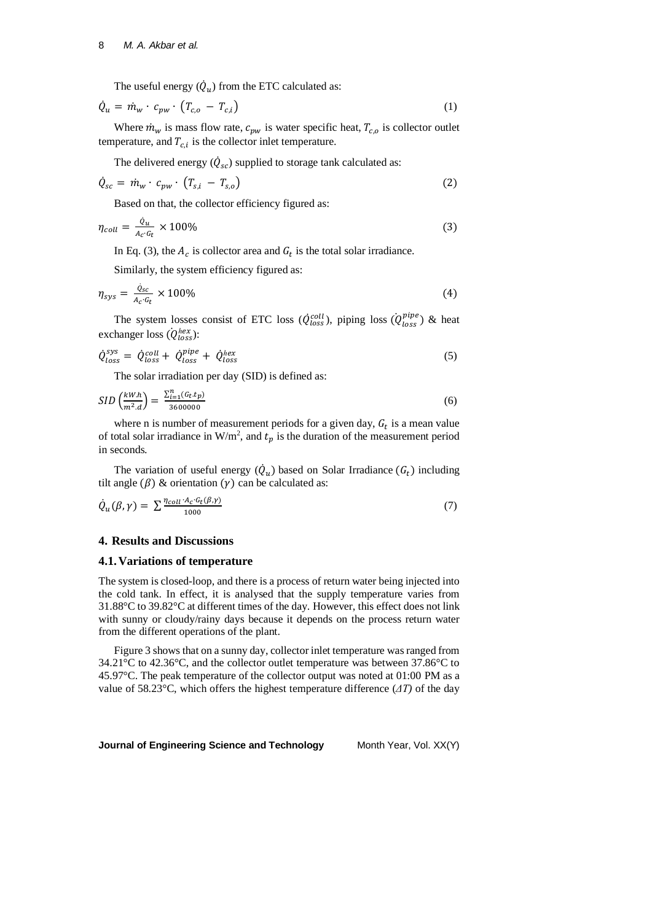The useful energy ($\dot{Q}_u$) from the ETC calculated as:

$$\dot{Q}_u = \dot{m}_w \cdot c_{pw} \cdot (T_{c,o} - T_{c,i}) \tag{1}$$

Where $\dot{m}_w$ is mass flow rate, $c_{pw}$ is water specific heat, $T_{c,o}$ is collector outlet temperature, and $T_{c,i}$ is the collector inlet temperature.

The delivered energy ($\dot{Q}_{sc}$) supplied to storage tank calculated as:

$$\dot{Q}_{sc} = \dot{m}_w \cdot c_{pw} \cdot (T_{s,i} - T_{s,o}) \tag{2}$$

Based on that, the collector efficiency figured as:

$$\eta_{coll} = \frac{\dot{Q}_u}{A_c \cdot G_t} \times 100\% \tag{3}$$

In Eq. (3), the $A_c$ is collector area and $G_t$ is the total solar irradiance.

Similarly, the system efficiency figured as:

$$\eta_{sys} = \frac{\dot{Q}_{sc}}{A_c \cdot G_t} \times 100\% \tag{4}$$

The system losses consist of ETC loss ($\dot{Q}_{loss}^{coll}$), piping loss ($\dot{Q}_{loss}^{pipe}$) & heat exchanger loss ($\dot{Q}_{loss}^{hex}$):

$$\dot{Q}_{loss}^{sys} = \dot{Q}_{loss}^{coll} + \dot{Q}_{loss}^{pipe} + \dot{Q}_{loss}^{hex} \tag{5}$$

The solar irradiation per day (SID) is defined as:

$$SID\left(\frac{kW.h}{m^2.d}\right) = \frac{\sum_{i=1}^{n}(G_t.t_p)}{3600000} \tag{6}$$

where n is number of measurement periods for a given day, $G_t$ is a mean value of total solar irradiance in W/m$^2$, and $t_p$ is the duration of the measurement period in seconds.

The variation of useful energy ($\dot{Q}_u$) based on Solar Irradiance ($G_t$) including tilt angle ($\beta$) & orientation ($\gamma$) can be calculated as:

$$\dot{Q}_u(\beta, \gamma) = \sum \frac{\eta_{coll} \cdot A_c \cdot G_t(\beta, \gamma)}{1000} \tag{7}$$

## 4. Results and Discussions

### 4.1. Variations of temperature

The system is closed-loop, and there is a process of return water being injected into the cold tank. In effect, it is analysed that the supply temperature varies from 31.88°C to 39.82°C at different times of the day. However, this effect does not link with sunny or cloudy/rainy days because it depends on the process return water from the different operations of the plant.

Figure 3 shows that on a sunny day, collector inlet temperature was ranged from 34.21°C to 42.36°C, and the collector outlet temperature was between 37.86°C to 45.97°C. The peak temperature of the collector output was noted at 01:00 PM as a value of 58.23°C, which offers the highest temperature difference (*ΔT)* of the day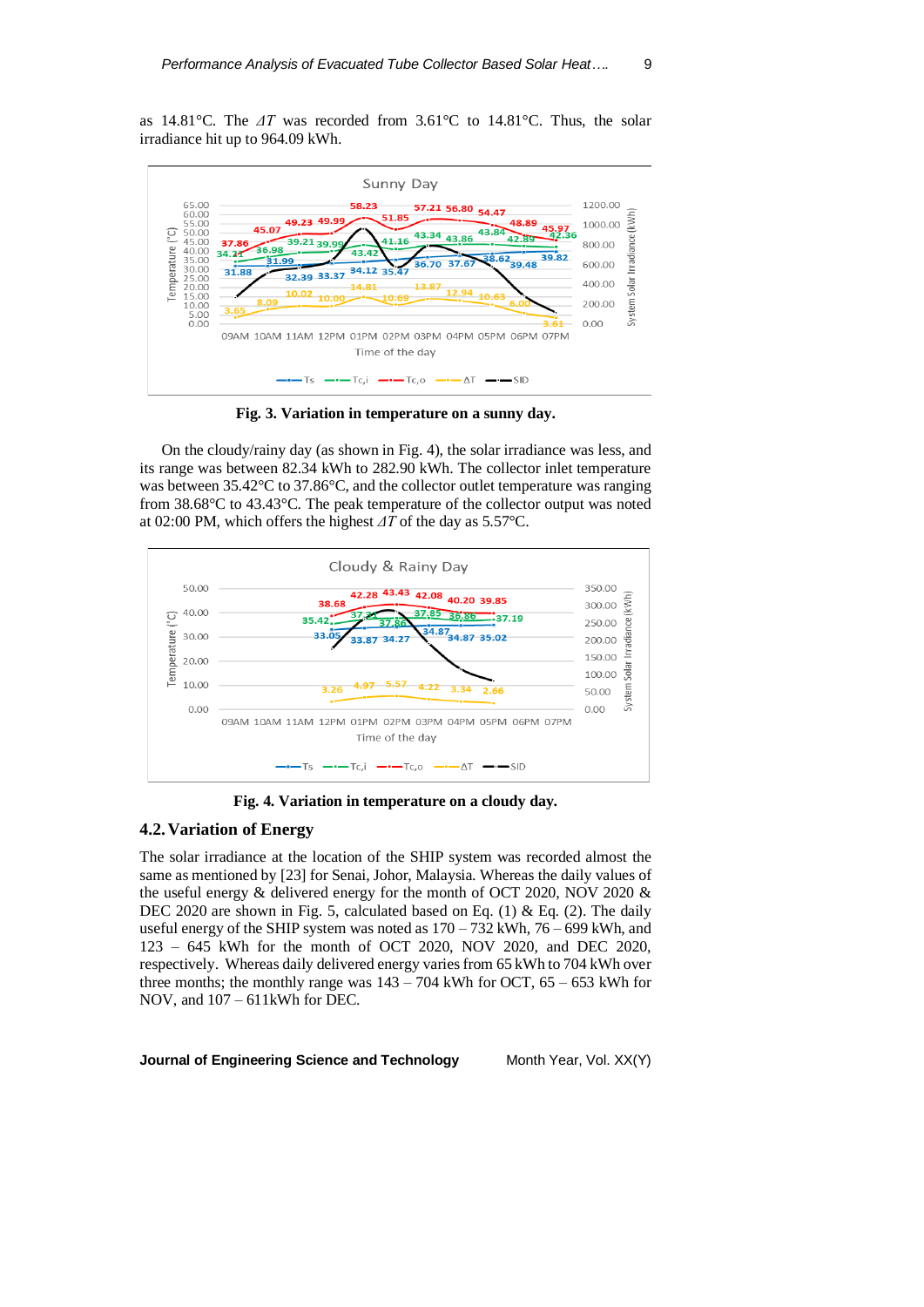as 14.81°C. The $\Delta T$ was recorded from 3.61°C to 14.81°C. Thus, the solar irradiance hit up to 964.09 kWh.

**Fig. 3. Variation in temperature on a sunny day.**

On the cloudy/rainy day (as shown in Fig. 4), the solar irradiance was less, and its range was between 82.34 kWh to 282.90 kWh. The collector inlet temperature was between 35.42°C to 37.86°C, and the collector outlet temperature was ranging from 38.68°C to 43.43°C. The peak temperature of the collector output was noted at 02:00 PM, which offers the highest $\Delta T$ of the day as 5.57°C.

**Fig. 4. Variation in temperature on a cloudy day.**

## 4.2. Variation of Energy

The solar irradiance at the location of the SHIP system was recorded almost the same as mentioned by [23] for Senai, Johor, Malaysia. Whereas the daily values of the useful energy & delivered energy for the month of OCT 2020, NOV 2020 & DEC 2020 are shown in Fig. 5, calculated based on Eq. (1) & Eq. (2). The daily useful energy of the SHIP system was noted as 170 – 732 kWh, 76 – 699 kWh, and 123 – 645 kWh for the month of OCT 2020, NOV 2020, and DEC 2020, respectively. Whereas daily delivered energy varies from 65 kWh to 704 kWh over three months; the monthly range was 143 – 704 kWh for OCT, 65 – 653 kWh for NOV, and 107 – 611kWh for DEC.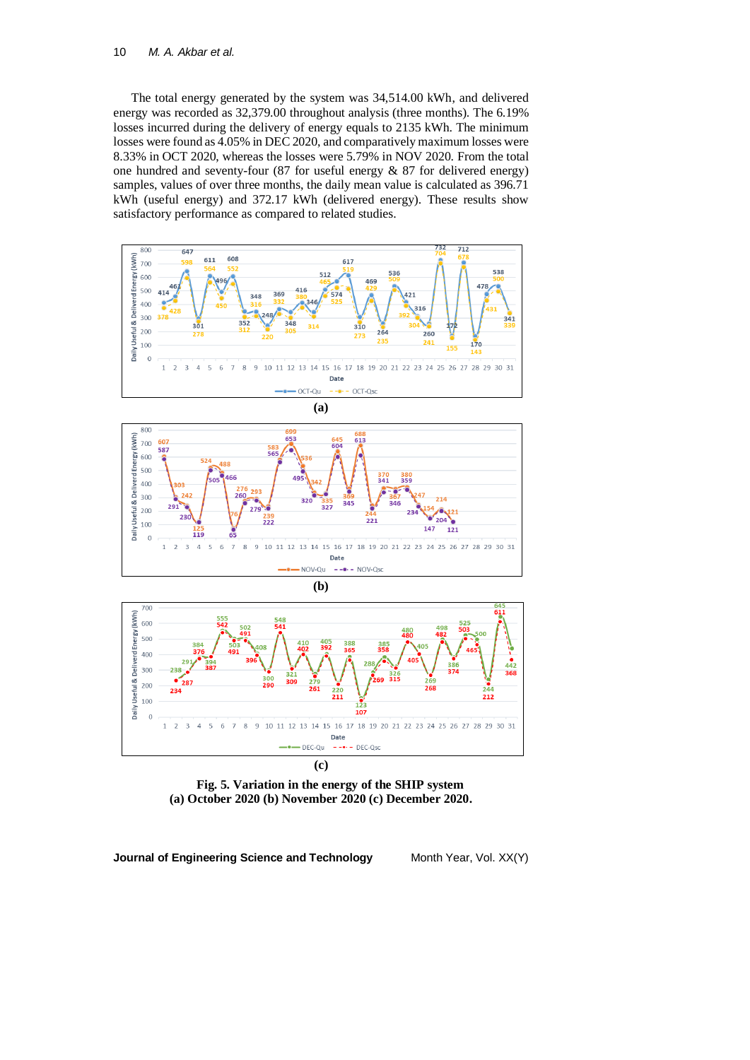The total energy generated by the system was 34,514.00 kWh, and delivered energy was recorded as 32,379.00 throughout analysis (three months). The 6.19% losses incurred during the delivery of energy equals to 2135 kWh. The minimum losses were found as 4.05% in DEC 2020, and comparatively maximum losses were 8.33% in OCT 2020, whereas the losses were 5.79% in NOV 2020. From the total one hundred and seventy-four (87 for useful energy & 87 for delivered energy) samples, values of over three months, the daily mean value is calculated as 396.71 kWh (useful energy) and 372.17 kWh (delivered energy). These results show satisfactory performance as compared to related studies.

(a)

(b)

(c)

**Fig. 5. Variation in the energy of the SHIP system**
**(a) October 2020 (b) November 2020 (c) December 2020.**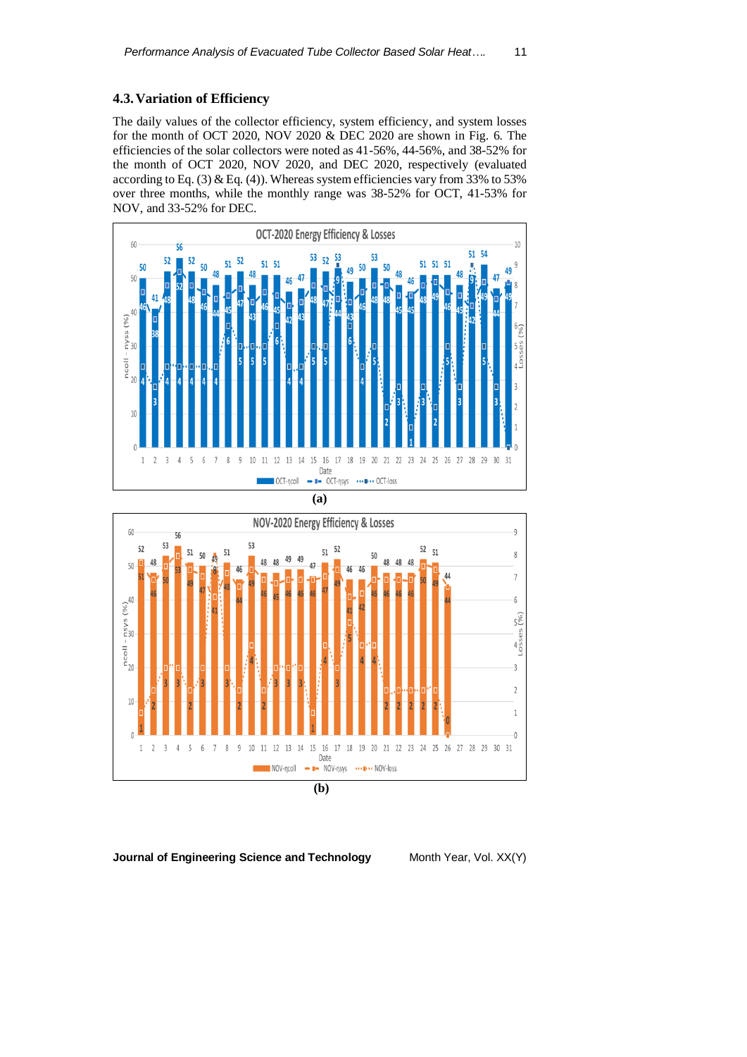### 4.3. Variation of Efficiency

The daily values of the collector efficiency, system efficiency, and system losses for the month of OCT 2020, NOV 2020 & DEC 2020 are shown in Fig. 6. The efficiencies of the solar collectors were noted as 41-56%, 44-56%, and 38-52% for the month of OCT 2020, NOV 2020, and DEC 2020, respectively (evaluated according to Eq. (3) & Eq. (4)). Whereas system efficiencies vary from 33% to 53% over three months, while the monthly range was 38-52% for OCT, 41-53% for NOV, and 33-52% for DEC.

**(a)**

**(b)**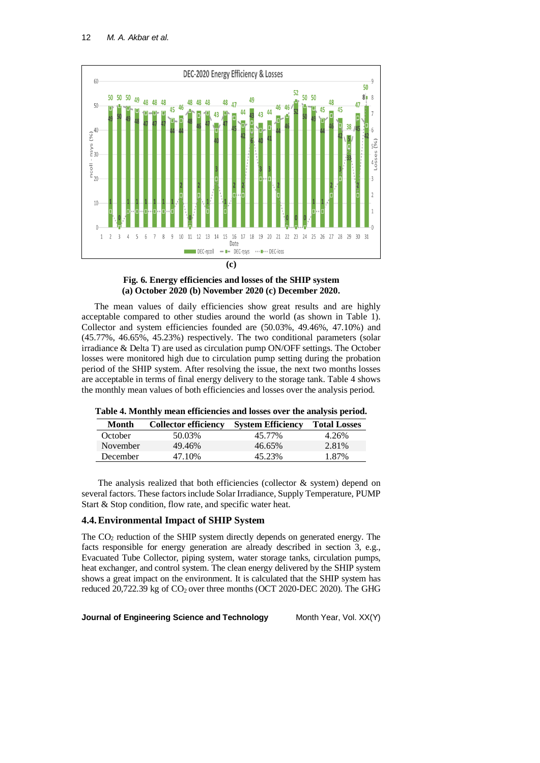(c)

**Fig. 6. Energy efficiencies and losses of the SHIP system (a) October 2020 (b) November 2020 (c) December 2020.**

The mean values of daily efficiencies show great results and are highly acceptable compared to other studies around the world (as shown in Table 1). Collector and system efficiencies founded are (50.03%, 49.46%, 47.10%) and (45.77%, 46.65%, 45.23%) respectively. The two conditional parameters (solar irradiance & Delta T) are used as circulation pump ON/OFF settings. The October losses were monitored high due to circulation pump setting during the probation period of the SHIP system. After resolving the issue, the next two months losses are acceptable in terms of final energy delivery to the storage tank. Table 4 shows the monthly mean values of both efficiencies and losses over the analysis period.

**Table 4. Monthly mean efficiencies and losses over the analysis period.**

| Month | Collector efficiency | System Efficiency | Total Losses |
|---|---|---|---|
| October | 50.03% | 45.77% | 4.26% |
| November | 49.46% | 46.65% | 2.81% |
| December | 47.10% | 45.23% | 1.87% |

The analysis realized that both efficiencies (collector & system) depend on several factors. These factors include Solar Irradiance, Supply Temperature, PUMP Start & Stop condition, flow rate, and specific water heat.

## 4.4. Environmental Impact of SHIP System

The $CO_2$ reduction of the SHIP system directly depends on generated energy. The facts responsible for energy generation are already described in section 3, e.g., Evacuated Tube Collector, piping system, water storage tanks, circulation pumps, heat exchanger, and control system. The clean energy delivered by the SHIP system shows a great impact on the environment. It is calculated that the SHIP system has reduced 20,722.39 kg of $CO_2$ over three months (OCT 2020-DEC 2020). The GHG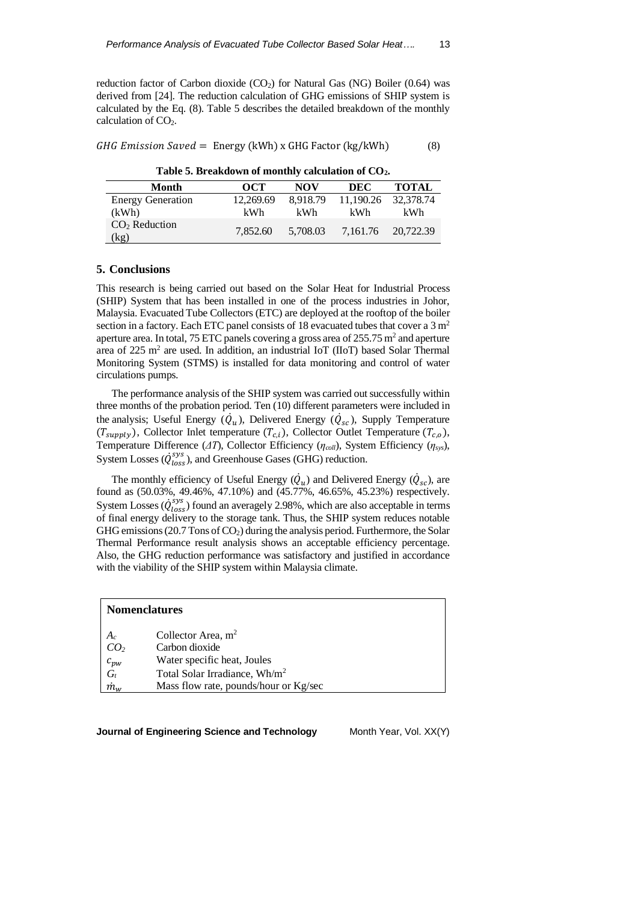reduction factor of Carbon dioxide ($CO_2$) for Natural Gas (NG) Boiler (0.64) was derived from [24]. The reduction calculation of GHG emissions of SHIP system is calculated by the Eq. (8). Table 5 describes the detailed breakdown of the monthly calculation of $CO_2$.

$$GHG\ Emission\ Saved = \text{Energy (kWh) x GHG Factor (kg/kWh)} \tag{8}$$

**Table 5. Breakdown of monthly calculation of $CO_2$.**

| Month | OCT | NOV | DEC | TOTAL |
|---|---|---|---|---|
| Energy Generation (kWh) | 12,269.69 kWh | 8,918.79 kWh | 11,190.26 kWh | 32,378.74 kWh |
| $CO_2$ Reduction (kg) | 7,852.60 | 5,708.03 | 7,161.76 | 20,722.39 |

## 5. Conclusions

This research is being carried out based on the Solar Heat for Industrial Process (SHIP) System that has been installed in one of the process industries in Johor, Malaysia. Evacuated Tube Collectors (ETC) are deployed at the rooftop of the boiler section in a factory. Each ETC panel consists of 18 evacuated tubes that cover a 3 m$^2$ aperture area. In total, 75 ETC panels covering a gross area of 255.75 m$^2$ and aperture area of 225 m$^2$ are used. In addition, an industrial IoT (IIoT) based Solar Thermal Monitoring System (STMS) is installed for data monitoring and control of water circulations pumps.

The performance analysis of the SHIP system was carried out successfully within three months of the probation period. Ten (10) different parameters were included in the analysis; Useful Energy ($\dot{Q}_u$), Delivered Energy ($\dot{Q}_{sc}$), Supply Temperature ($T_{supply}$), Collector Inlet temperature ($T_{c,i}$), Collector Outlet Temperature ($T_{c,o}$), Temperature Difference ($\Delta T$), Collector Efficiency ($\eta_{coll}$), System Efficiency ($\eta_{sys}$), System Losses ($\dot{Q}_{loss}^{sys}$), and Greenhouse Gases (GHG) reduction.

The monthly efficiency of Useful Energy ($\dot{Q}_u$) and Delivered Energy ($\dot{Q}_{sc}$), are found as (50.03%, 49.46%, 47.10%) and (45.77%, 46.65%, 45.23%) respectively. System Losses ($\dot{Q}_{loss}^{sys}$) found an averagely 2.98%, which are also acceptable in terms of final energy delivery to the storage tank. Thus, the SHIP system reduces notable GHG emissions (20.7 Tons of $CO_2$) during the analysis period. Furthermore, the Solar Thermal Performance result analysis shows an acceptable efficiency percentage. Also, the GHG reduction performance was satisfactory and justified in accordance with the viability of the SHIP system within Malaysia climate.

**Nomenclatures**

| | |
|---|---|
| $A_c$ | Collector Area, m$^2$ |
| $CO_2$ | Carbon dioxide |
| $c_{pw}$ | Water specific heat, Joules |
| $G_t$ | Total Solar Irradiance, Wh/m$^2$ |
| $\dot{m}_w$ | Mass flow rate, pounds/hour or Kg/sec |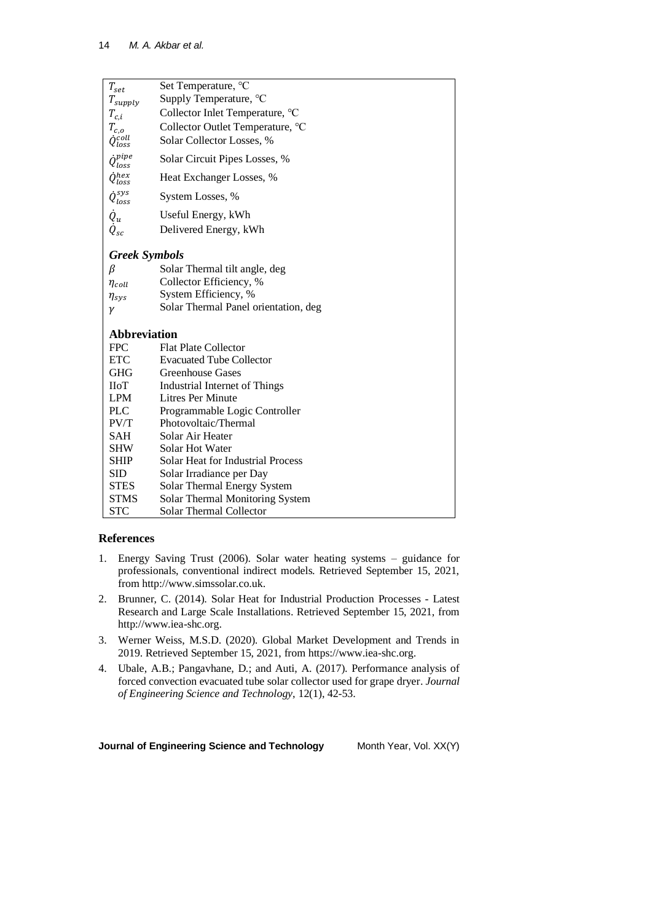| | |
|---|---|
| $T_{set}$ | Set Temperature, ℃ |
| $T_{supply}$ | Supply Temperature, ℃ |
| $T_{c,i}$ | Collector Inlet Temperature, ℃ |
| $T_{c,o}$ | Collector Outlet Temperature, ℃ |
| $\dot{Q}_{loss}^{coll}$ | Solar Collector Losses, % |
| $\dot{Q}_{loss}^{pipe}$ | Solar Circuit Pipes Losses, % |
| $\dot{Q}_{loss}^{hex}$ | Heat Exchanger Losses, % |
| $\dot{Q}_{loss}^{sys}$ | System Losses, % |
| $\dot{Q}_{u}$ | Useful Energy, kWh |
| $\dot{Q}_{sc}$ | Delivered Energy, kWh |
| ***Greek Symbols*** | |
| $\beta$ | Solar Thermal tilt angle, deg |
| $\eta_{coll}$ | Collector Efficiency, % |
| $\eta_{sys}$ | System Efficiency, % |
| $\gamma$ | Solar Thermal Panel orientation, deg |
| **Abbreviation** | |
| FPC | Flat Plate Collector |
| ETC | Evacuated Tube Collector |
| GHG | Greenhouse Gases |
| IIoT | Industrial Internet of Things |
| LPM | Litres Per Minute |
| PLC | Programmable Logic Controller |
| PV/T | Photovoltaic/Thermal |
| SAH | Solar Air Heater |
| SHW | Solar Hot Water |
| SHIP | Solar Heat for Industrial Process |
| SID | Solar Irradiance per Day |
| STES | Solar Thermal Energy System |
| STMS | Solar Thermal Monitoring System |
| STC | Solar Thermal Collector |

## References

1. Energy Saving Trust (2006). Solar water heating systems – guidance for professionals, conventional indirect models. Retrieved September 15, 2021, from http://www.simssolar.co.uk.
2. Brunner, C. (2014). Solar Heat for Industrial Production Processes - Latest Research and Large Scale Installations. Retrieved September 15, 2021, from http://www.iea-shc.org.
3. Werner Weiss, M.S.D. (2020). Global Market Development and Trends in 2019. Retrieved September 15, 2021, from https://www.iea-shc.org.
4. Ubale, A.B.; Pangavhane, D.; and Auti, A. (2017). Performance analysis of forced convection evacuated tube solar collector used for grape dryer. *Journal of Engineering Science and Technology*, 12(1), 42-53.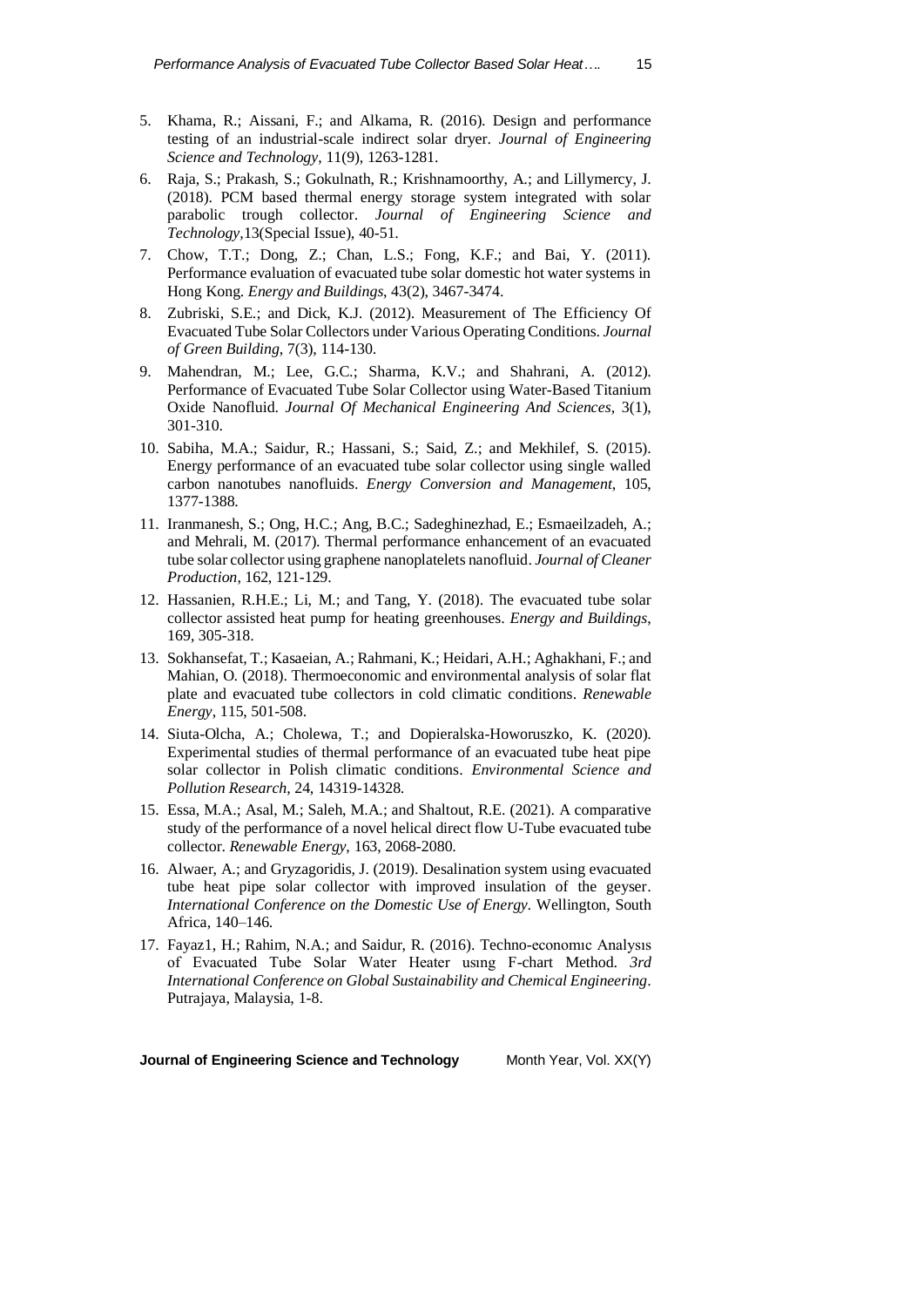5. Khama, R.; Aissani, F.; and Alkama, R. (2016). Design and performance testing of an industrial-scale indirect solar dryer. *Journal of Engineering Science and Technology*, 11(9), 1263-1281.
6. Raja, S.; Prakash, S.; Gokulnath, R.; Krishnamoorthy, A.; and Lillymercy, J. (2018). PCM based thermal energy storage system integrated with solar parabolic trough collector. *Journal of Engineering Science and Technology*,13(Special Issue), 40-51.
7. Chow, T.T.; Dong, Z.; Chan, L.S.; Fong, K.F.; and Bai, Y. (2011). Performance evaluation of evacuated tube solar domestic hot water systems in Hong Kong. *Energy and Buildings*, 43(2), 3467-3474.
8. Zubriski, S.E.; and Dick, K.J. (2012). Measurement of The Efficiency Of Evacuated Tube Solar Collectors under Various Operating Conditions. *Journal of Green Building*, 7(3), 114-130.
9. Mahendran, M.; Lee, G.C.; Sharma, K.V.; and Shahrani, A. (2012). Performance of Evacuated Tube Solar Collector using Water-Based Titanium Oxide Nanofluid. *Journal Of Mechanical Engineering And Sciences*, 3(1), 301-310.
10. Sabiha, M.A.; Saidur, R.; Hassani, S.; Said, Z.; and Mekhilef, S. (2015). Energy performance of an evacuated tube solar collector using single walled carbon nanotubes nanofluids. *Energy Conversion and Management*, 105, 1377-1388.
11. Iranmanesh, S.; Ong, H.C.; Ang, B.C.; Sadeghinezhad, E.; Esmaeilzadeh, A.; and Mehrali, M. (2017). Thermal performance enhancement of an evacuated tube solar collector using graphene nanoplatelets nanofluid. *Journal of Cleaner Production*, 162, 121-129.
12. Hassanien, R.H.E.; Li, M.; and Tang, Y. (2018). The evacuated tube solar collector assisted heat pump for heating greenhouses. *Energy and Buildings*, 169, 305-318.
13. Sokhansefat, T.; Kasaeian, A.; Rahmani, K.; Heidari, A.H.; Aghakhani, F.; and Mahian, O. (2018). Thermoeconomic and environmental analysis of solar flat plate and evacuated tube collectors in cold climatic conditions. *Renewable Energy*, 115, 501-508.
14. Siuta-Olcha, A.; Cholewa, T.; and Dopieralska-Howoruszko, K. (2020). Experimental studies of thermal performance of an evacuated tube heat pipe solar collector in Polish climatic conditions. *Environmental Science and Pollution Research*, 24, 14319-14328.
15. Essa, M.A.; Asal, M.; Saleh, M.A.; and Shaltout, R.E. (2021). A comparative study of the performance of a novel helical direct flow U-Tube evacuated tube collector. *Renewable Energy*, 163, 2068-2080.
16. Alwaer, A.; and Gryzagoridis, J. (2019). Desalination system using evacuated tube heat pipe solar collector with improved insulation of the geyser. *International Conference on the Domestic Use of Energy*. Wellington, South Africa, 140–146.
17. Fayaz1, H.; Rahim, N.A.; and Saidur, R. (2016). Techno-economıc Analysıs of Evacuated Tube Solar Water Heater usıng F-chart Method. *3rd International Conference on Global Sustainability and Chemical Engineering*. Putrajaya, Malaysia, 1-8.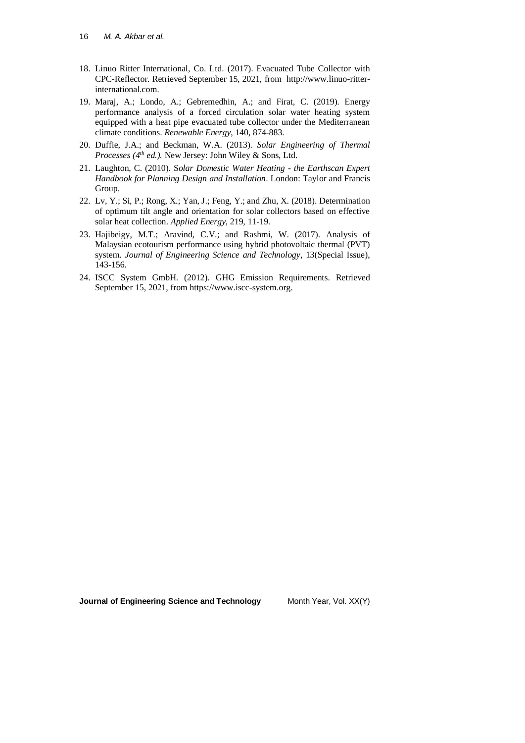18. Linuo Ritter International, Co. Ltd. (2017). Evacuated Tube Collector with CPC-Reflector. Retrieved September 15, 2021, from http://www.linuo-ritter-international.com.
19. Maraj, A.; Londo, A.; Gebremedhin, A.; and Firat, C. (2019). Energy performance analysis of a forced circulation solar water heating system equipped with a heat pipe evacuated tube collector under the Mediterranean climate conditions. *Renewable Energy*, 140, 874-883.
20. Duffie, J.A.; and Beckman, W.A. (2013). *Solar Engineering of Thermal Processes (4th ed.).* New Jersey: John Wiley & Sons, Ltd.
21. Laughton, C. (2010). *Solar Domestic Water Heating - the Earthscan Expert Handbook for Planning Design and Installation*. London: Taylor and Francis Group.
22. Lv, Y.; Si, P.; Rong, X.; Yan, J.; Feng, Y.; and Zhu, X. (2018). Determination of optimum tilt angle and orientation for solar collectors based on effective solar heat collection. *Applied Energy*, 219, 11-19.
23. Hajibeigy, M.T.; Aravind, C.V.; and Rashmi, W. (2017). Analysis of Malaysian ecotourism performance using hybrid photovoltaic thermal (PVT) system. *Journal of Engineering Science and Technology*, 13(Special Issue), 143-156.
24. ISCC System GmbH. (2012). GHG Emission Requirements. Retrieved September 15, 2021, from https://www.iscc-system.org.